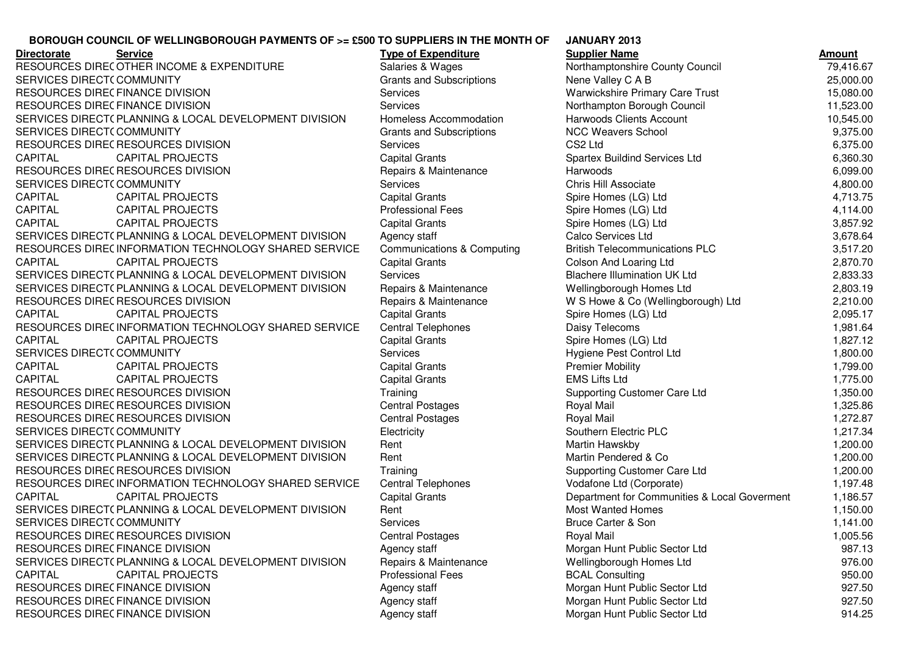**BOROUGH COUNCIL OF WELLINGBOROUGH PAYMENTS OF >= £500 TO SUPPLIERS IN THE MONTH OF JANUARY 2013**

| Directorate | Service | Type of Expenditure | Supplier Name | Amount |
|---|---|---|---|---|
| RESOURCES DIREC | OTHER INCOME & EXPENDITURE | Salaries & Wages | Northamptonshire County Council | 79,416.67 |
| SERVICES DIRECT( | COMMUNITY | Grants and Subscriptions | Nene Valley C A B | 25,000.00 |
| RESOURCES DIREC | FINANCE DIVISION | Services | Warwickshire Primary Care Trust | 15,080.00 |
| RESOURCES DIREC | FINANCE DIVISION | Services | Northampton Borough Council | 11,523.00 |
| SERVICES DIRECT( | PLANNING & LOCAL DEVELOPMENT DIVISION | Homeless Accommodation | Harwoods Clients Account | 10,545.00 |
| SERVICES DIRECT( | COMMUNITY | Grants and Subscriptions | NCC Weavers School | 9,375.00 |
| RESOURCES DIREC | RESOURCES DIVISION | Services | CS2 Ltd | 6,375.00 |
| CAPITAL | CAPITAL PROJECTS | Capital Grants | Spartex Buildind Services Ltd | 6,360.30 |
| RESOURCES DIREC | RESOURCES DIVISION | Repairs & Maintenance | Harwoods | 6,099.00 |
| SERVICES DIRECT( | COMMUNITY | Services | Chris Hill Associate | 4,800.00 |
| CAPITAL | CAPITAL PROJECTS | Capital Grants | Spire Homes (LG) Ltd | 4,713.75 |
| CAPITAL | CAPITAL PROJECTS | Professional Fees | Spire Homes (LG) Ltd | 4,114.00 |
| CAPITAL | CAPITAL PROJECTS | Capital Grants | Spire Homes (LG) Ltd | 3,857.92 |
| SERVICES DIRECT( | PLANNING & LOCAL DEVELOPMENT DIVISION | Agency staff | Calco Services Ltd | 3,678.64 |
| RESOURCES DIREC | INFORMATION TECHNOLOGY SHARED SERVICE | Communications & Computing | British Telecommunications PLC | 3,517.20 |
| CAPITAL | CAPITAL PROJECTS | Capital Grants | Colson And Loaring Ltd | 2,870.70 |
| SERVICES DIRECT( | PLANNING & LOCAL DEVELOPMENT DIVISION | Services | Blachere Illumination UK Ltd | 2,833.33 |
| SERVICES DIRECT( | PLANNING & LOCAL DEVELOPMENT DIVISION | Repairs & Maintenance | Wellingborough Homes Ltd | 2,803.19 |
| RESOURCES DIREC | RESOURCES DIVISION | Repairs & Maintenance | W S Howe & Co (Wellingborough) Ltd | 2,210.00 |
| CAPITAL | CAPITAL PROJECTS | Capital Grants | Spire Homes (LG) Ltd | 2,095.17 |
| RESOURCES DIREC | INFORMATION TECHNOLOGY SHARED SERVICE | Central Telephones | Daisy Telecoms | 1,981.64 |
| CAPITAL | CAPITAL PROJECTS | Capital Grants | Spire Homes (LG) Ltd | 1,827.12 |
| SERVICES DIRECT( | COMMUNITY | Services | Hygiene Pest Control Ltd | 1,800.00 |
| CAPITAL | CAPITAL PROJECTS | Capital Grants | Premier Mobility | 1,799.00 |
| CAPITAL | CAPITAL PROJECTS | Capital Grants | EMS Lifts Ltd | 1,775.00 |
| RESOURCES DIREC | RESOURCES DIVISION | Training | Supporting Customer Care Ltd | 1,350.00 |
| RESOURCES DIREC | RESOURCES DIVISION | Central Postages | Royal Mail | 1,325.86 |
| RESOURCES DIREC | RESOURCES DIVISION | Central Postages | Royal Mail | 1,272.87 |
| SERVICES DIRECT( | COMMUNITY | Electricity | Southern Electric PLC | 1,217.34 |
| SERVICES DIRECT( | PLANNING & LOCAL DEVELOPMENT DIVISION | Rent | Martin Hawskby | 1,200.00 |
| SERVICES DIRECT( | PLANNING & LOCAL DEVELOPMENT DIVISION | Rent | Martin Pendered & Co | 1,200.00 |
| RESOURCES DIREC | RESOURCES DIVISION | Training | Supporting Customer Care Ltd | 1,200.00 |
| RESOURCES DIREC | INFORMATION TECHNOLOGY SHARED SERVICE | Central Telephones | Vodafone Ltd (Corporate) | 1,197.48 |
| CAPITAL | CAPITAL PROJECTS | Capital Grants | Department for Communities & Local Goverment | 1,186.57 |
| SERVICES DIRECT( | PLANNING & LOCAL DEVELOPMENT DIVISION | Rent | Most Wanted Homes | 1,150.00 |
| SERVICES DIRECT( | COMMUNITY | Services | Bruce Carter & Son | 1,141.00 |
| RESOURCES DIREC | RESOURCES DIVISION | Central Postages | Royal Mail | 1,005.56 |
| RESOURCES DIREC | FINANCE DIVISION | Agency staff | Morgan Hunt Public Sector Ltd | 987.13 |
| SERVICES DIRECT( | PLANNING & LOCAL DEVELOPMENT DIVISION | Repairs & Maintenance | Wellingborough Homes Ltd | 976.00 |
| CAPITAL | CAPITAL PROJECTS | Professional Fees | BCAL Consulting | 950.00 |
| RESOURCES DIREC | FINANCE DIVISION | Agency staff | Morgan Hunt Public Sector Ltd | 927.50 |
| RESOURCES DIREC | FINANCE DIVISION | Agency staff | Morgan Hunt Public Sector Ltd | 927.50 |
| RESOURCES DIREC | FINANCE DIVISION | Agency staff | Morgan Hunt Public Sector Ltd | 914.25 |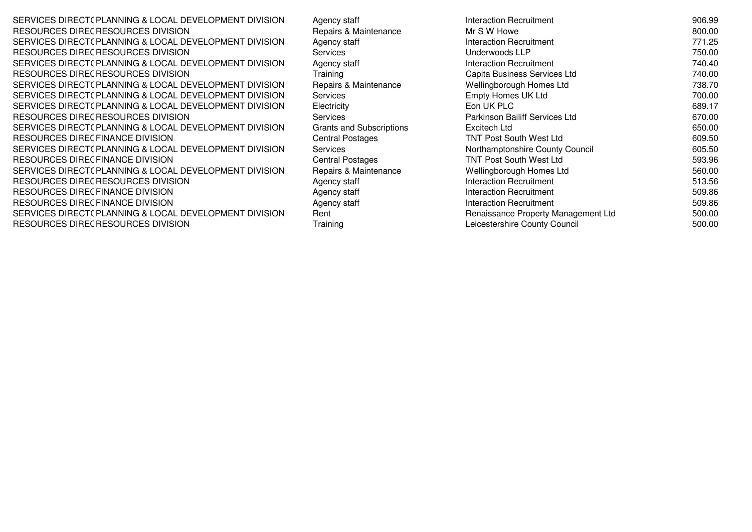| | | | | |
|---|---|---|---|---|
| SERVICES DIRECT( | PLANNING & LOCAL DEVELOPMENT DIVISION | Agency staff | Interaction Recruitment | 906.99 |
| RESOURCES DIREC | RESOURCES DIVISION | Repairs & Maintenance | Mr S W Howe | 800.00 |
| SERVICES DIRECT( | PLANNING & LOCAL DEVELOPMENT DIVISION | Agency staff | Interaction Recruitment | 771.25 |
| RESOURCES DIREC | RESOURCES DIVISION | Services | Underwoods LLP | 750.00 |
| SERVICES DIRECT( | PLANNING & LOCAL DEVELOPMENT DIVISION | Agency staff | Interaction Recruitment | 740.40 |
| RESOURCES DIREC | RESOURCES DIVISION | Training | Capita Business Services Ltd | 740.00 |
| SERVICES DIRECT( | PLANNING & LOCAL DEVELOPMENT DIVISION | Repairs & Maintenance | Wellingborough Homes Ltd | 738.70 |
| SERVICES DIRECT( | PLANNING & LOCAL DEVELOPMENT DIVISION | Services | Empty Homes UK Ltd | 700.00 |
| SERVICES DIRECT( | PLANNING & LOCAL DEVELOPMENT DIVISION | Electricity | Eon UK PLC | 689.17 |
| RESOURCES DIREC | RESOURCES DIVISION | Services | Parkinson Bailiff Services Ltd | 670.00 |
| SERVICES DIRECT( | PLANNING & LOCAL DEVELOPMENT DIVISION | Grants and Subscriptions | Excitech Ltd | 650.00 |
| RESOURCES DIREC | FINANCE DIVISION | Central Postages | TNT Post South West Ltd | 609.50 |
| SERVICES DIRECT( | PLANNING & LOCAL DEVELOPMENT DIVISION | Services | Northamptonshire County Council | 605.50 |
| RESOURCES DIREC | FINANCE DIVISION | Central Postages | TNT Post South West Ltd | 593.96 |
| SERVICES DIRECT( | PLANNING & LOCAL DEVELOPMENT DIVISION | Repairs & Maintenance | Wellingborough Homes Ltd | 560.00 |
| RESOURCES DIREC | RESOURCES DIVISION | Agency staff | Interaction Recruitment | 513.56 |
| RESOURCES DIREC | FINANCE DIVISION | Agency staff | Interaction Recruitment | 509.86 |
| RESOURCES DIREC | FINANCE DIVISION | Agency staff | Interaction Recruitment | 509.86 |
| SERVICES DIRECT( | PLANNING & LOCAL DEVELOPMENT DIVISION | Rent | Renaissance Property Management Ltd | 500.00 |
| RESOURCES DIREC | RESOURCES DIVISION | Training | Leicestershire County Council | 500.00 |